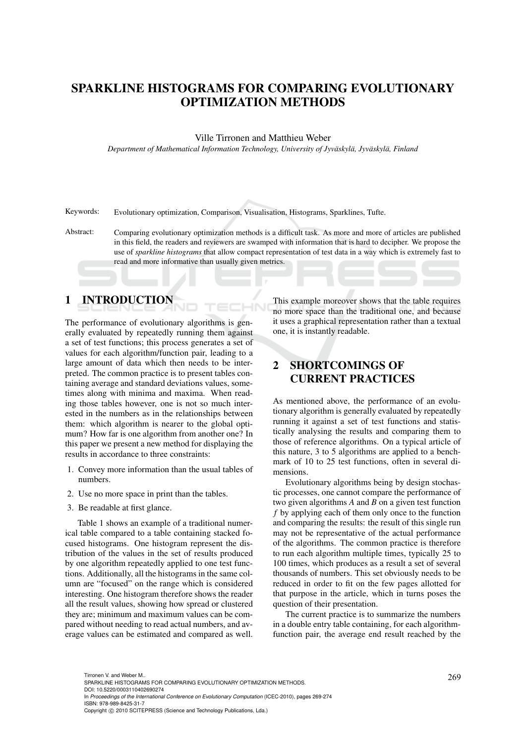# SPARKLINE HISTOGRAMS FOR COMPARING EVOLUTIONARY OPTIMIZATION METHODS

Ville Tirronen and Matthieu Weber

*Department of Mathematical Information Technology, University of Jyväskylä, Jyväskylä, Finland*

Keywords: Evolutionary optimization, Comparison, Visualisation, Histograms, Sparklines, Tufte.

Abstract: Comparing evolutionary optimization methods is a difficult task. As more and more of articles are published in this field, the readers and reviewers are swamped with information that is hard to decipher. We propose the use of *sparkline histograms* that allow compact representation of test data in a way which is extremely fast to read and more informative than usually given metrics.

## 1 INTRODUCTION

The performance of evolutionary algorithms is generally evaluated by repeatedly running them against a set of test functions; this process generates a set of values for each algorithm/function pair, leading to a large amount of data which then needs to be interpreted. The common practice is to present tables containing average and standard deviations values, sometimes along with minima and maxima. When reading those tables however, one is not so much interested in the numbers as in the relationships between them: which algorithm is nearer to the global optimum? How far is one algorithm from another one? In this paper we present a new method for displaying the results in accordance to three constraints:

1. Convey more information than the usual tables of numbers.
2. Use no more space in print than the tables.
3. Be readable at first glance.

Table 1 shows an example of a traditional numerical table compared to a table containing stacked focused histograms. One histogram represent the distribution of the values in the set of results produced by one algorithm repeatedly applied to one test function. Additionally, all the histograms in the same column are "focused" on the range which is considered interesting. One histogram therefore shows the reader all the result values, showing how spread or clustered they are; minimum and maximum values can be compared without needing to read actual numbers, and average values can be estimated and compared as well. This example moreover shows that the table requires no more space than the traditional one, and because it uses a graphical representation rather than a textual one, it is instantly readable.

## 2 SHORTCOMINGS OF CURRENT PRACTICES

As mentioned above, the performance of an evolutionary algorithm is generally evaluated by repeatedly running it against a set of test functions and statistically analysing the results and comparing them to those of reference algorithms. On a typical article of this nature, 3 to 5 algorithms are applied to a benchmark of 10 to 25 test functions, often in several dimensions.

Evolutionary algorithms being by design stochastic processes, one cannot compare the performance of two given algorithms *A* and *B* on a given test function *f* by applying each of them only once to the function and comparing the results: the result of this single run may not be representative of the actual performance of the algorithms. The common practice is therefore to run each algorithm multiple times, typically 25 to 100 times, which produces as a result a set of several thousands of numbers. This set obviously needs to be reduced in order to fit on the few pages allotted for that purpose in the article, which in turns poses the question of their presentation.

The current practice is to summarize the numbers in a double entry table containing, for each algorithm-function pair, the average end result reached by the

Tirronen V. and Weber M..
SPARKLINE HISTOGRAMS FOR COMPARING EVOLUTIONARY OPTIMIZATION METHODS.
DOI: 10.5220/0003110402690274
In *Proceedings of the International Conference on Evolutionary Computation* (ICEC-2010), pages 269-274
ISBN: 978-989-8425-31-7
Copyright © 2010 SCITEPRESS (Science and Technology Publications, Lda.)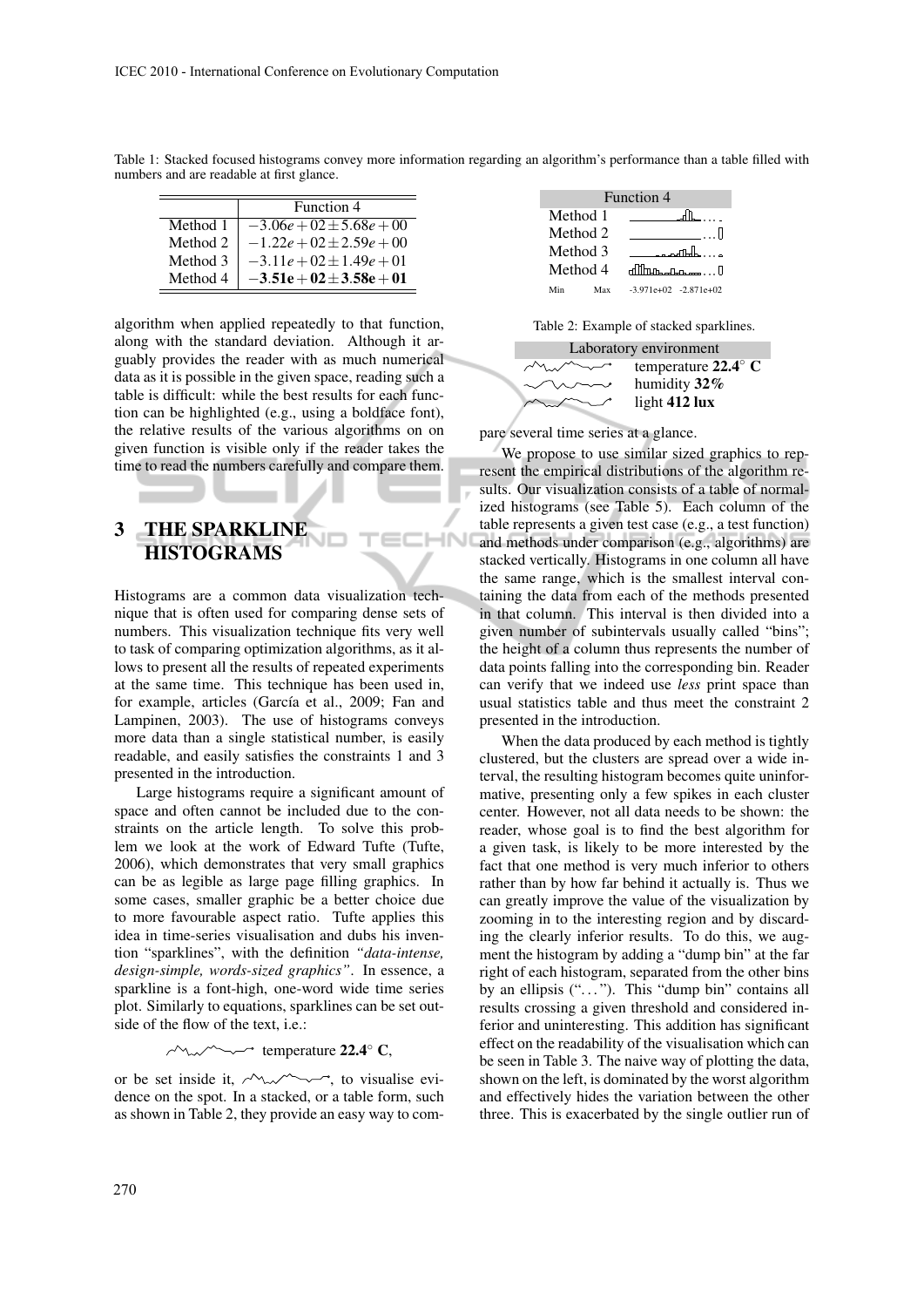Table 1: Stacked focused histograms convey more information regarding an algorithm's performance than a table filled with numbers and are readable at first glance.

| | Function 4 |
|---|---|
| Method 1 | $-3.06e+02 \pm 5.68e+00$ |
| Method 2 | $-1.22e+02 \pm 2.59e+00$ |
| Method 3 | $-3.11e+02 \pm 1.49e+01$ |
| Method 4 | $\mathbf{-3.51e+02 \pm 3.58e+01}$ |

| Function 4 | |
|---|---|
| Method 1 | |
| Method 2 | |
| Method 3 | |
| Method 4 | |
| Min Max | -3.971e+02 -2.871e+02 |

algorithm when applied repeatedly to that function, along with the standard deviation. Although it arguably provides the reader with as much numerical data as it is possible in the given space, reading such a table is difficult: while the best results for each function can be highlighted (e.g., using a boldface font), the relative results of the various algorithms on given function is visible only if the reader takes the time to read the numbers carefully and compare them.

## 3 THE SPARKLINE HISTOGRAMS

Histograms are a common data visualization technique that is often used for comparing dense sets of numbers. This visualization technique fits very well to task of comparing optimization algorithms, as it allows to present all the results of repeated experiments at the same time. This technique has been used in, for example, articles (García et al., 2009; Fan and Lampinen, 2003). The use of histograms conveys more data than a single statistical number, is easily readable, and easily satisfies the constraints 1 and 3 presented in the introduction.

Large histograms require a significant amount of space and often cannot be included due to the constraints on the article length. To solve this problem we look at the work of Edward Tufte (Tufte, 2006), which demonstrates that very small graphics can be as legible as large page filling graphics. In some cases, smaller graphic be a better choice due to more favourable aspect ratio. Tufte applies this idea in time-series visualisation and dubs his invention "sparklines", with the definition *"data-intense, design-simple, words-sized graphics"*. In essence, a sparkline is a font-high, one-word wide time series plot. Similarly to equations, sparklines can be set outside of the flow of the text, i.e.:

temperature **22.4° C**,

or be set inside it, , to visualise evidence on the spot. In a stacked, or a table form, such as shown in Table 2, they provide an easy way to compare several time series at a glance.

Table 2: Example of stacked sparklines.

| Laboratory environment | |
|---|---|
| | temperature **22.4° C** |
| | humidity **32%** |
| | light **412 lux** |

We propose to use similar sized graphics to represent the empirical distributions of the algorithm results. Our visualization consists of a table of normalized histograms (see Table 5). Each column of the table represents a given test case (e.g., a test function) and methods under comparison (e.g., algorithms) are stacked vertically. Histograms in one column all have the same range, which is the smallest interval containing the data from each of the methods presented in that column. This interval is then divided into a given number of subintervals usually called "bins"; the height of a column thus represents the number of data points falling into the corresponding bin. Reader can verify that we indeed use *less* print space than usual statistics table and thus meet the constraint 2 presented in the introduction.

When the data produced by each method is tightly clustered, but the clusters are spread over a wide interval, the resulting histogram becomes quite uninformative, presenting only a few spikes in each cluster center. However, not all data needs to be shown: the reader, whose goal is to find the best algorithm for a given task, is likely to be more interested by the fact that one method is very much inferior to others rather than by how far behind it actually is. Thus we can greatly improve the value of the visualization by zooming in to the interesting region and by discarding the clearly inferior results. To do this, we augment the histogram by adding a "dump bin" at the far right of each histogram, separated from the other bins by an ellipsis ("...") . This "dump bin" contains all results crossing a given threshold and considered inferior and uninteresting. This addition has significant effect on the readability of the visualisation which can be seen in Table 3. The naive way of plotting the data, shown on the left, is dominated by the worst algorithm and effectively hides the variation between the other three. This is exacerbated by the single outlier run of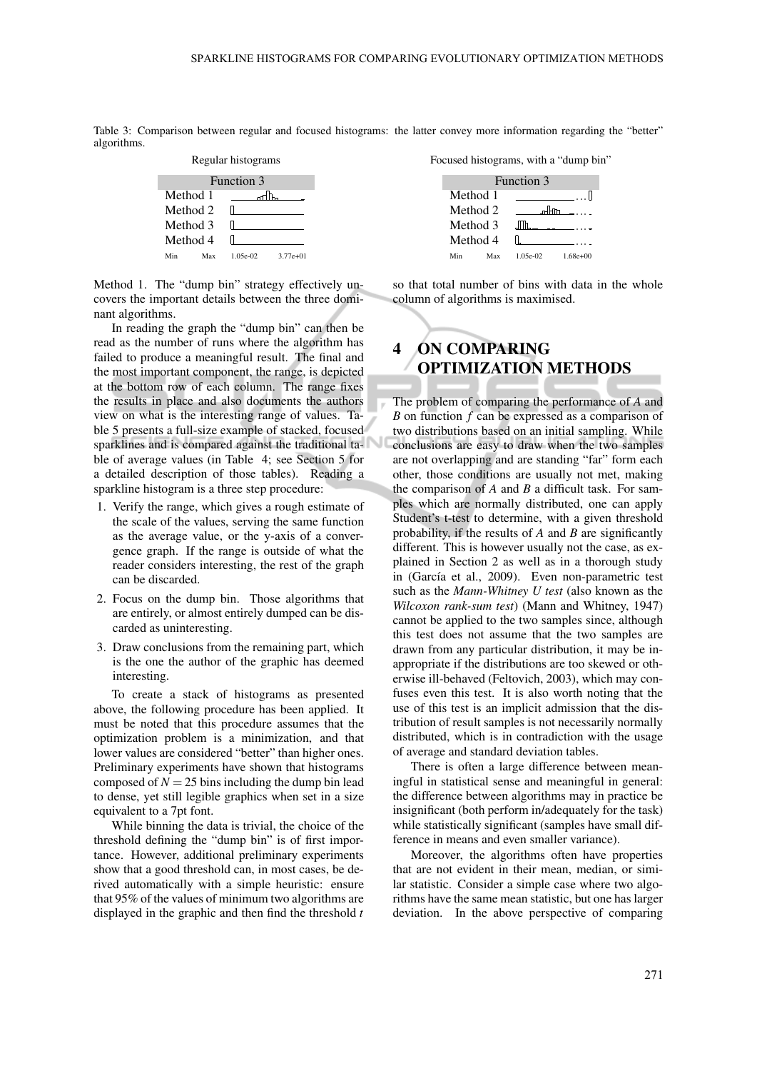Table 3: Comparison between regular and focused histograms: the latter convey more information regarding the "better" algorithms.

Regular histograms

| Function 3 | |
|---|---|
| Method 1 | |
| Method 2 | |
| Method 3 | |
| Method 4 | |
| Min Max | 1.05e-02 3.77e+01 |

Focused histograms, with a "dump bin"

| Function 3 | |
|---|---|
| Method 1 | |
| Method 2 | |
| Method 3 | |
| Method 4 | |
| Min Max | 1.05e-02 1.68e+00 |

Method 1. The "dump bin" strategy effectively uncovers the important details between the three dominant algorithms.

In reading the graph the "dump bin" can then be read as the number of runs where the algorithm has failed to produce a meaningful result. The final and the most important component, the range, is depicted at the bottom row of each column. The range fixes the results in place and also documents the authors view on what is the interesting range of values. Table 5 presents a full-size example of stacked, focused sparklines and is compared against the traditional table of average values (in Table 4; see Section 5 for a detailed description of those tables). Reading a sparkline histogram is a three step procedure:

1. Verify the range, which gives a rough estimate of the scale of the values, serving the same function as the average value, or the y-axis of a convergence graph. If the range is outside of what the reader considers interesting, the rest of the graph can be discarded.
2. Focus on the dump bin. Those algorithms that are entirely, or almost entirely dumped can be discarded as uninteresting.
3. Draw conclusions from the remaining part, which is the one the author of the graphic has deemed interesting.

To create a stack of histograms as presented above, the following procedure has been applied. It must be noted that this procedure assumes that the optimization problem is a minimization, and that lower values are considered "better" than higher ones. Preliminary experiments have shown that histograms composed of $N = 25$ bins including the dump bin lead to dense, yet still legible graphics when set in a size equivalent to a 7pt font.

While binning the data is trivial, the choice of the threshold defining the "dump bin" is of first importance. However, additional preliminary experiments show that a good threshold can, in most cases, be derived automatically with a simple heuristic: ensure that 95% of the values of minimum two algorithms are displayed in the graphic and then find the threshold $t$ so that total number of bins with data in the whole column of algorithms is maximised.

## 4 ON COMPARING OPTIMIZATION METHODS

The problem of comparing the performance of $A$ and $B$ on function $f$ can be expressed as a comparison of two distributions based on an initial sampling. While conclusions are easy to draw when the two samples are not overlapping and are standing "far" form each other, those conditions are usually not met, making the comparison of $A$ and $B$ a difficult task. For samples which are normally distributed, one can apply Student's t-test to determine, with a given threshold probability, if the results of $A$ and $B$ are significantly different. This is however usually not the case, as explained in Section 2 as well as in a thorough study in (García et al., 2009). Even non-parametric test such as the *Mann-Whitney U test* (also known as the *Wilcoxon rank-sum test*) (Mann and Whitney, 1947) cannot be applied to the two samples since, although this test does not assume that the two samples are drawn from any particular distribution, it may be inappropriate if the distributions are too skewed or otherwise ill-behaved (Feltovich, 2003), which may confuses even this test. It is also worth noting that the use of this test is an implicit admission that the distribution of result samples is not necessarily normally distributed, which is in contradiction with the usage of average and standard deviation tables.

There is often a large difference between meaningful in statistical sense and meaningful in general: the difference between algorithms may in practice be insignificant (both perform in/adequately for the task) while statistically significant (samples have small difference in means and even smaller variance).

Moreover, the algorithms often have properties that are not evident in their mean, median, or similar statistic. Consider a simple case where two algorithms have the same mean statistic, but one has larger deviation. In the above perspective of comparing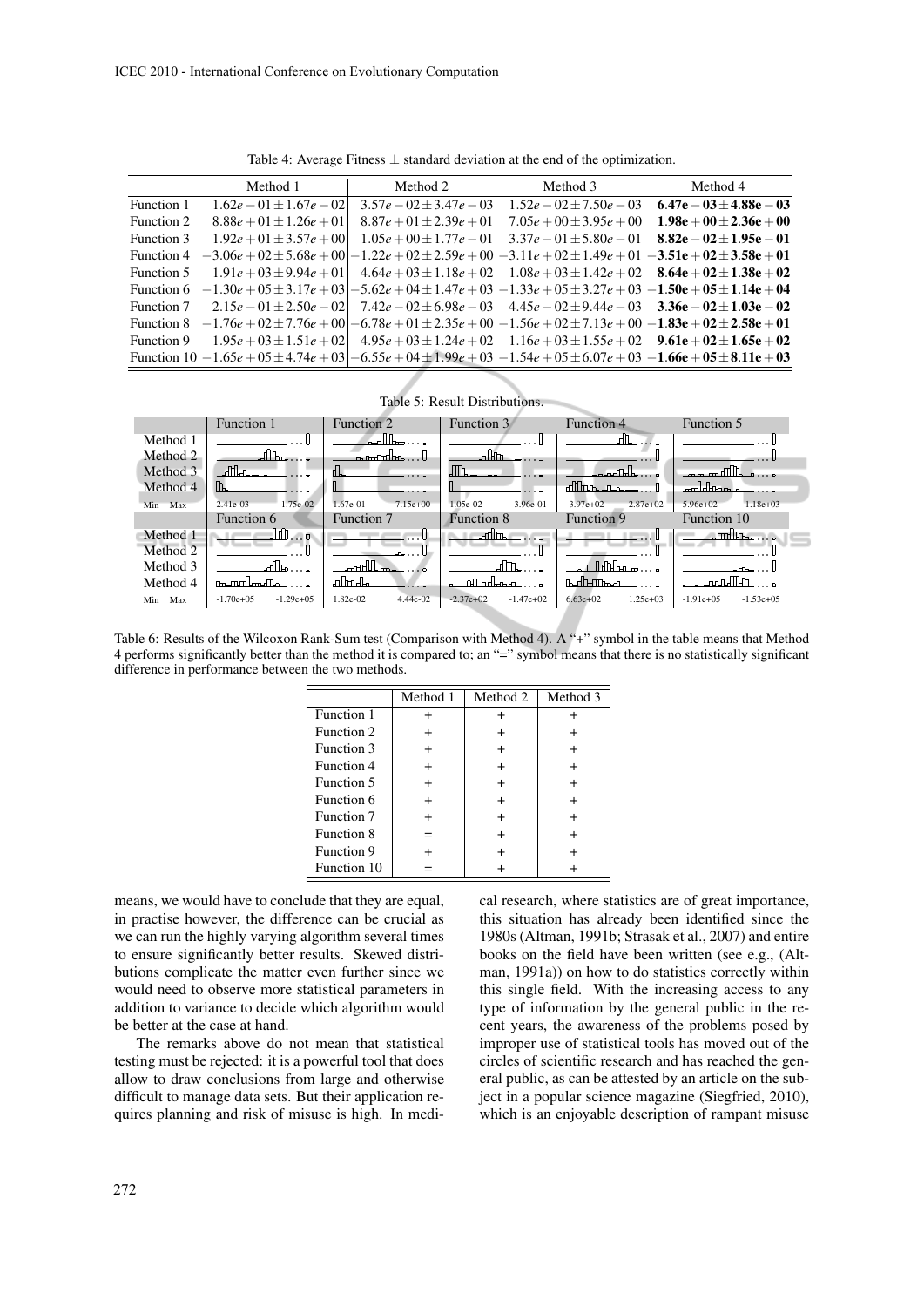Table 4: Average Fitness ± standard deviation at the end of the optimization.

| | Method 1 | Method 2 | Method 3 | Method 4 |
|---|---|---|---|---|
| Function 1 | $1.62e-01 \pm 1.67e-02$ | $3.57e-02 \pm 3.47e-03$ | $1.52e-02 \pm 7.50e-03$ | $\mathbf{6.47e-03 \pm 4.88e-03}$ |
| Function 2 | $8.88e+01 \pm 1.26e+01$ | $8.87e+01 \pm 2.39e+01$ | $7.05e+00 \pm 3.95e+00$ | $\mathbf{1.98e+00 \pm 2.36e+00}$ |
| Function 3 | $1.92e+01 \pm 3.57e+00$ | $1.05e+00 \pm 1.77e-01$ | $3.37e-01 \pm 5.80e-01$ | $\mathbf{8.82e-02 \pm 1.95e-01}$ |
| Function 4 | $-3.06e+02 \pm 5.68e+00$ | $-1.22e+02 \pm 2.59e+00$ | $-3.11e+02 \pm 1.49e+01$ | $\mathbf{-3.51e+02 \pm 3.58e+01}$ |
| Function 5 | $1.91e+03 \pm 9.94e+01$ | $4.64e+03 \pm 1.18e+02$ | $1.08e+03 \pm 1.42e+02$ | $\mathbf{8.64e+02 \pm 1.38e+02}$ |
| Function 6 | $-1.30e+05 \pm 3.17e+03$ | $-5.62e+04 \pm 1.47e+03$ | $-1.33e+05 \pm 3.27e+03$ | $\mathbf{-1.50e+05 \pm 1.14e+04}$ |
| Function 7 | $2.15e-01 \pm 2.50e-02$ | $7.42e-02 \pm 6.98e-03$ | $4.45e-02 \pm 9.44e-03$ | $\mathbf{3.36e-02 \pm 1.03e-02}$ |
| Function 8 | $-1.76e+02 \pm 7.76e+00$ | $-6.78e+01 \pm 2.35e+00$ | $-1.56e+02 \pm 7.13e+00$ | $\mathbf{-1.83e+02 \pm 2.58e+01}$ |
| Function 9 | $1.95e+03 \pm 1.51e+02$ | $4.95e+03 \pm 1.24e+02$ | $1.16e+03 \pm 1.55e+02$ | $\mathbf{9.61e+02 \pm 1.65e+02}$ |
| Function 10 | $-1.65e+05 \pm 4.74e+03$ | $-6.55e+04 \pm 1.99e+03$ | $-1.54e+05 \pm 6.07e+03$ | $\mathbf{-1.66e+05 \pm 8.11e+03}$ |

Table 5: Result Distributions.

| | Function 1 | Function 2 | Function 3 | Function 4 | Function 5 |
|---|---|---|---|---|---|
| Method 1 | | | | | |
| Method 2 | | | | | |
| Method 3 | | | | | |
| Method 4 | | | | | |
| Min Max | 2.41e-03 1.75e-02 | 1.67e-01 7.15e+00 | 1.05e-02 3.96e-01 | -3.97e+02 -2.87e+02 | 5.96e+02 1.18e+03 |
| | **Function 6** | **Function 7** | **Function 8** | **Function 9** | **Function 10** |
| Method 1 | | | | | |
| Method 2 | | | | | |
| Method 3 | | | | | |
| Method 4 | | | | | |
| Min Max | -1.70e+05 -1.29e+05 | 1.82e-02 4.44e-02 | -2.37e+02 -1.47e+02 | 6.63e+02 1.25e+03 | -1.91e+05 -1.53e+05 |

Table 6: Results of the Wilcoxon Rank-Sum test (Comparison with Method 4). A "+" symbol in the table means that Method 4 performs significantly better than the method it is compared to; an "=" symbol means that there is no statistically significant difference in performance between the two methods.

| | Method 1 | Method 2 | Method 3 |
|---|---|---|---|
| Function 1 | + | + | + |
| Function 2 | + | + | + |
| Function 3 | + | + | + |
| Function 4 | + | + | + |
| Function 5 | + | + | + |
| Function 6 | + | + | + |
| Function 7 | + | + | + |
| Function 8 | = | + | + |
| Function 9 | + | + | + |
| Function 10 | = | + | + |

means, we would have to conclude that they are equal, in practise however, the difference can be crucial as we can run the highly varying algorithm several times to ensure significantly better results. Skewed distributions complicate the matter even further since we would need to observe more statistical parameters in addition to variance to decide which algorithm would be better at the case at hand.

The remarks above do not mean that statistical testing must be rejected: it is a powerful tool that does allow to draw conclusions from large and otherwise difficult to manage data sets. But their application requires planning and risk of misuse is high. In medical research, where statistics are of great importance, this situation has already been identified since the 1980s (Altman, 1991b; Strasak et al., 2007) and entire books on the field have been written (see e.g., (Altman, 1991a)) on how to do statistics correctly within this single field. With the increasing access to any type of information by the general public in the recent years, the awareness of the problems posed by improper use of statistical tools has moved out of the circles of scientific research and has reached the general public, as can be attested by an article on the subject in a popular science magazine (Siegfried, 2010), which is an enjoyable description of rampant misuse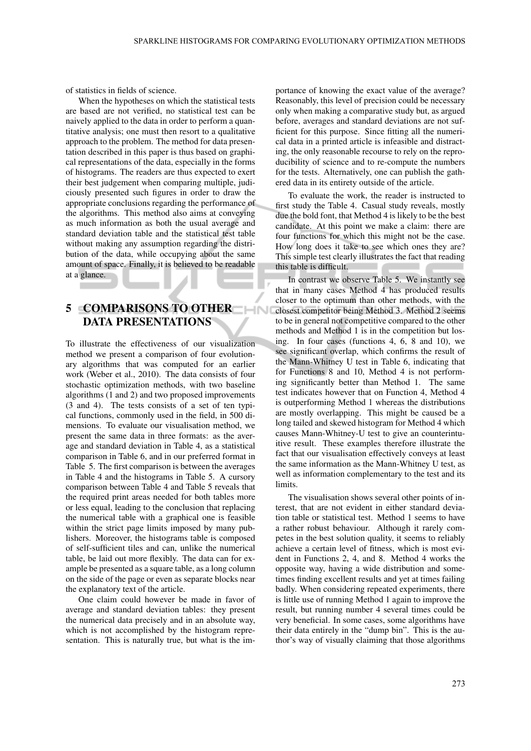of statistics in fields of science.

When the hypotheses on which the statistical tests are based are not verified, no statistical test can be naively applied to the data in order to perform a quantitative analysis; one must then resort to a qualitative approach to the problem. The method for data presentation described in this paper is thus based on graphical representations of the data, especially in the forms of histograms. The readers are thus expected to exert their best judgement when comparing multiple, judiciously presented such figures in order to draw the appropriate conclusions regarding the performance of the algorithms. This method also aims at conveying as much information as both the usual average and standard deviation table and the statistical test table without making any assumption regarding the distribution of the data, while occupying about the same amount of space. Finally, it is believed to be readable at a glance.

## 5 COMPARISONS TO OTHER DATA PRESENTATIONS

To illustrate the effectiveness of our visualization method we present a comparison of four evolutionary algorithms that was computed for an earlier work (Weber et al., 2010). The data consists of four stochastic optimization methods, with two baseline algorithms (1 and 2) and two proposed improvements (3 and 4). The tests consists of a set of ten typical functions, commonly used in the field, in 500 dimensions. To evaluate our visualisation method, we present the same data in three formats: as the average and standard deviation in Table 4, as a statistical comparison in Table 6, and in our preferred format in Table 5. The first comparison is between the averages in Table 4 and the histograms in Table 5. A cursory comparison between Table 4 and Table 5 reveals that the required print areas needed for both tables more or less equal, leading to the conclusion that replacing the numerical table with a graphical one is feasible within the strict page limits imposed by many publishers. Moreover, the histograms table is composed of self-sufficient tiles and can, unlike the numerical table, be laid out more flexibly. The data can for example be presented as a square table, as a long column on the side of the page or even as separate blocks near the explanatory text of the article.

One claim could however be made in favor of average and standard deviation tables: they present the numerical data precisely and in an absolute way, which is not accomplished by the histogram representation. This is naturally true, but what is the importance of knowing the exact value of the average? Reasonably, this level of precision could be necessary only when making a comparative study but, as argued before, averages and standard deviations are not sufficient for this purpose. Since fitting all the numerical data in a printed article is infeasible and distracting, the only reasonable recourse to rely on the reproducibility of science and to re-compute the numbers for the tests. Alternatively, one can publish the gathered data in its entirety outside of the article.

To evaluate the work, the reader is instructed to first study the Table 4. Casual study reveals, mostly due the bold font, that Method 4 is likely to be the best candidate. At this point we make a claim: there are four functions for which this might not be the case. How long does it take to see which ones they are? This simple test clearly illustrates the fact that reading this table is difficult.

In contrast we observe Table 5. We instantly see that in many cases Method 4 has produced results closer to the optimum than other methods, with the closest competitor being Method 3. Method 2 seems to be in general not competitive compared to the other methods and Method 1 is in the competition but losing. In four cases (functions 4, 6, 8 and 10), we see significant overlap, which confirms the result of the Mann-Whitney U test in Table 6, indicating that for Functions 8 and 10, Method 4 is not performing significantly better than Method 1. The same test indicates however that on Function 4, Method 4 is outperforming Method 1 whereas the distributions are mostly overlapping. This might be caused be a long tailed and skewed histogram for Method 4 which causes Mann-Whitney-U test to give an counterintuitive result. These examples therefore illustrate the fact that our visualisation effectively conveys at least the same information as the Mann-Whitney U test, as well as information complementary to the test and its limits.

The visualisation shows several other points of interest, that are not evident in either standard deviation table or statistical test. Method 1 seems to have a rather robust behaviour. Although it rarely competes in the best solution quality, it seems to reliably achieve a certain level of fitness, which is most evident in Functions 2, 4, and 8. Method 4 works the opposite way, having a wide distribution and sometimes finding excellent results and yet at times failing badly. When considering repeated experiments, there is little use of running Method 1 again to improve the result, but running number 4 several times could be very beneficial. In some cases, some algorithms have their data entirely in the "dump bin". This is the author's way of visually claiming that those algorithms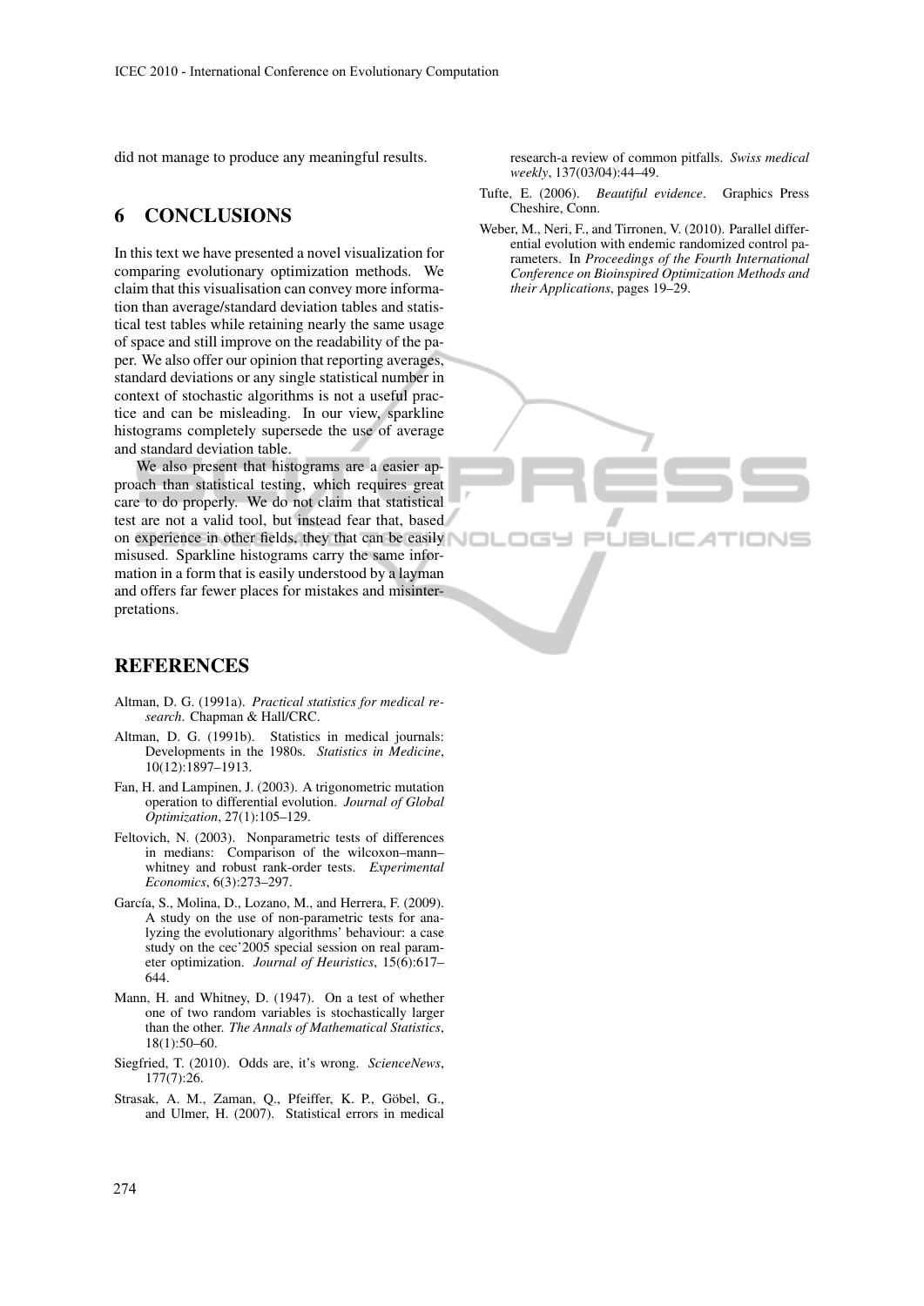did not manage to produce any meaningful results.

## 6 CONCLUSIONS

In this text we have presented a novel visualization for comparing evolutionary optimization methods. We claim that this visualisation can convey more information than average/standard deviation tables and statistical test tables while retaining nearly the same usage of space and still improve on the readability of the paper. We also offer our opinion that reporting averages, standard deviations or any single statistical number in context of stochastic algorithms is not a useful practice and can be misleading. In our view, sparkline histograms completely supersede the use of average and standard deviation table.

We also present that histograms are a easier approach than statistical testing, which requires great care to do properly. We do not claim that statistical test are not a valid tool, but instead fear that, based on experience in other fields, they that can be easily misused. Sparkline histograms carry the same information in a form that is easily understood by a layman and offers far fewer places for mistakes and misinterpretations.

## REFERENCES

Altman, D. G. (1991a). *Practical statistics for medical research*. Chapman & Hall/CRC.

Altman, D. G. (1991b). Statistics in medical journals: Developments in the 1980s. *Statistics in Medicine*, 10(12):1897–1913.

Fan, H. and Lampinen, J. (2003). A trigonometric mutation operation to differential evolution. *Journal of Global Optimization*, 27(1):105–129.

Feltovich, N. (2003). Nonparametric tests of differences in medians: Comparison of the wilcoxon–mann–whitney and robust rank-order tests. *Experimental Economics*, 6(3):273–297.

García, S., Molina, D., Lozano, M., and Herrera, F. (2009). A study on the use of non-parametric tests for analyzing the evolutionary algorithms' behaviour: a case study on the cec'2005 special session on real parameter optimization. *Journal of Heuristics*, 15(6):617–644.

Mann, H. and Whitney, D. (1947). On a test of whether one of two random variables is stochastically larger than the other. *The Annals of Mathematical Statistics*, 18(1):50–60.

Siegfried, T. (2010). Odds are, it's wrong. *ScienceNews*, 177(7):26.

Strasak, A. M., Zaman, Q., Pfeiffer, K. P., Göbel, G., and Ulmer, H. (2007). Statistical errors in medical research-a review of common pitfalls. *Swiss medical weekly*, 137(03/04):44–49.

Tufte, E. (2006). *Beautiful evidence*. Graphics Press Cheshire, Conn.

Weber, M., Neri, F., and Tirronen, V. (2010). Parallel differential evolution with endemic randomized control parameters. In *Proceedings of the Fourth International Conference on Bioinspired Optimization Methods and their Applications*, pages 19–29.